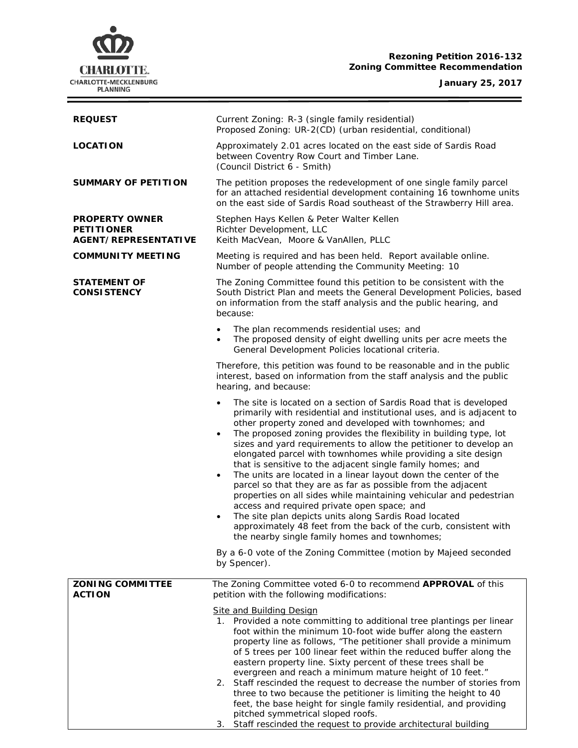**Rezoning Petition 2016-132**
**Zoning Committee Recommendation**

**January 25, 2017**

| | |
|---|---|
| **REQUEST** | Current Zoning: R-3 (single family residential)<br>Proposed Zoning: UR-2(CD) (urban residential, conditional) |
| **LOCATION** | Approximately 2.01 acres located on the east side of Sardis Road between Coventry Row Court and Timber Lane.<br>(Council District 6 - Smith) |
| **SUMMARY OF PETITION** | The petition proposes the redevelopment of one single family parcel for an attached residential development containing 16 townhome units on the east side of Sardis Road southeast of the Strawberry Hill area. |
| **PROPERTY OWNER**<br>**PETITIONER**<br>**AGENT/REPRESENTATIVE** | Stephen Hays Kellen & Peter Walter Kellen<br>Richter Development, LLC<br>Keith MacVean, Moore & VanAllen, PLLC |
| **COMMUNITY MEETING** | Meeting is required and has been held. Report available online.<br>Number of people attending the Community Meeting: 10 |
| **STATEMENT OF CONSISTENCY** | The Zoning Committee found this petition to be consistent with the South District Plan and meets the General Development Policies, based on information from the staff analysis and the public hearing, and because:<br>• The plan recommends residential uses; and<br>• The proposed density of eight dwelling units per acre meets the General Development Policies locational criteria.<br><br>Therefore, this petition was found to be reasonable and in the public interest, based on information from the staff analysis and the public hearing, and because:<br>• The site is located on a section of Sardis Road that is developed primarily with residential and institutional uses, and is adjacent to other property zoned and developed with townhomes; and<br>• The proposed zoning provides the flexibility in building type, lot sizes and yard requirements to allow the petitioner to develop an elongated parcel with townhomes while providing a site design that is sensitive to the adjacent single family homes; and<br>• The units are located in a linear layout down the center of the parcel so that they are as far as possible from the adjacent properties on all sides while maintaining vehicular and pedestrian access and required private open space; and<br>• The site plan depicts units along Sardis Road located approximately 48 feet from the back of the curb, consistent with the nearby single family homes and townhomes;<br><br>By a 6-0 vote of the Zoning Committee (motion by Majeed seconded by Spencer). |
| **ZONING COMMITTEE ACTION** | The Zoning Committee voted 6-0 to recommend **APPROVAL** of this petition with the following modifications:<br><br>Site and Building Design<br>1. Provided a note committing to additional tree plantings per linear foot within the minimum 10-foot wide buffer along the eastern property line as follows, "The petitioner shall provide a minimum of 5 trees per 100 linear feet within the reduced buffer along the eastern property line. Sixty percent of these trees shall be evergreen and reach a minimum mature height of 10 feet."<br>2. Staff rescinded the request to decrease the number of stories from three to two because the petitioner is limiting the height to 40 feet, the base height for single family residential, and providing pitched symmetrical sloped roofs.<br>3. Staff rescinded the request to provide architectural building |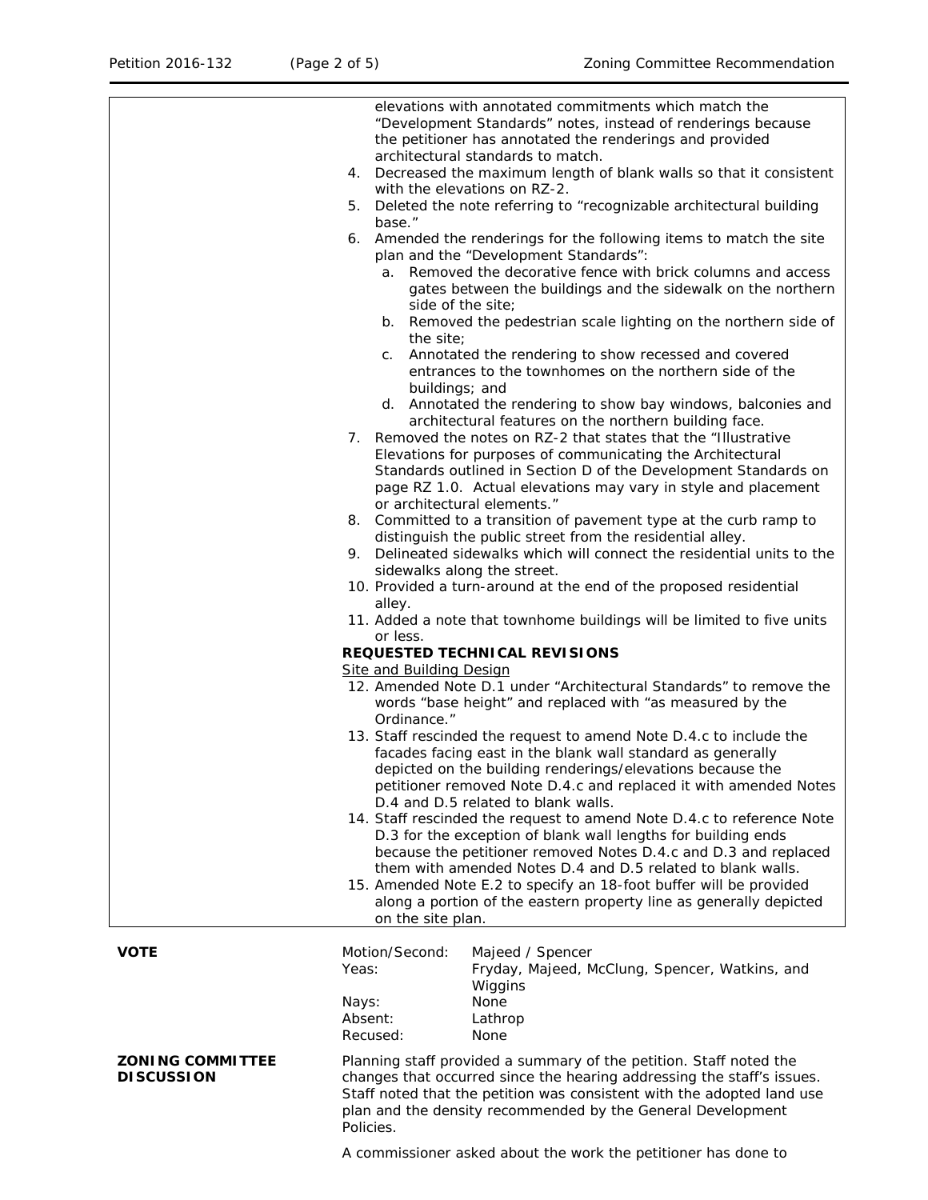elevations with annotated commitments which match the "Development Standards" notes, instead of renderings because the petitioner has annotated the renderings and provided architectural standards to match.

4. Decreased the maximum length of blank walls so that it consistent with the elevations on RZ-2.
5. Deleted the note referring to "recognizable architectural building base."
6. Amended the renderings for the following items to match the site plan and the "Development Standards":
   a. Removed the decorative fence with brick columns and access gates between the buildings and the sidewalk on the northern side of the site;
   b. Removed the pedestrian scale lighting on the northern side of the site;
   c. Annotated the rendering to show recessed and covered entrances to the townhomes on the northern side of the buildings; and
   d. Annotated the rendering to show bay windows, balconies and architectural features on the northern building face.
7. Removed the notes on RZ-2 that states that the "Illustrative Elevations for purposes of communicating the Architectural Standards outlined in Section D of the Development Standards on page RZ 1.0. Actual elevations may vary in style and placement or architectural elements."
8. Committed to a transition of pavement type at the curb ramp to distinguish the public street from the residential alley.
9. Delineated sidewalks which will connect the residential units to the sidewalks along the street.
10. Provided a turn-around at the end of the proposed residential alley.
11. Added a note that townhome buildings will be limited to five units or less.

**REQUESTED TECHNICAL REVISIONS**

Site and Building Design

12. Amended Note D.1 under "Architectural Standards" to remove the words "base height" and replaced with "as measured by the Ordinance."
13. Staff rescinded the request to amend Note D.4.c to include the facades facing east in the blank wall standard as generally depicted on the building renderings/elevations because the petitioner removed Note D.4.c and replaced it with amended Notes D.4 and D.5 related to blank walls.
14. Staff rescinded the request to amend Note D.4.c to reference Note D.3 for the exception of blank wall lengths for building ends because the petitioner removed Notes D.4.c and D.3 and replaced them with amended Notes D.4 and D.5 related to blank walls.
15. Amended Note E.2 to specify an 18-foot buffer will be provided along a portion of the eastern property line as generally depicted on the site plan.

**VOTE**

| | |
|---|---|
| Motion/Second: | Majeed / Spencer |
| Yeas: | Fryday, Majeed, McClung, Spencer, Watkins, and Wiggins |
| Nays: | None |
| Absent: | Lathrop |
| Recused: | None |

**ZONING COMMITTEE DISCUSSION**

Planning staff provided a summary of the petition. Staff noted the changes that occurred since the hearing addressing the staff's issues. Staff noted that the petition was consistent with the adopted land use plan and the density recommended by the General Development Policies.

A commissioner asked about the work the petitioner has done to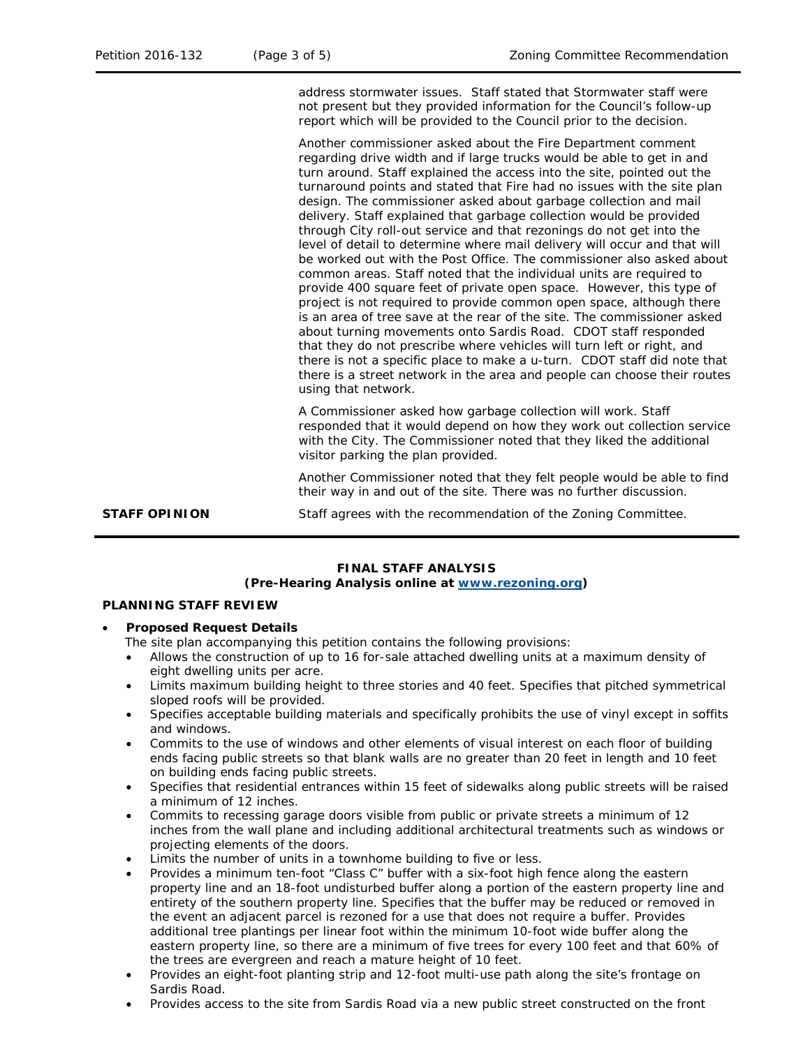address stormwater issues. Staff stated that Stormwater staff were not present but they provided information for the Council's follow-up report which will be provided to the Council prior to the decision.

Another commissioner asked about the Fire Department comment regarding drive width and if large trucks would be able to get in and turn around. Staff explained the access into the site, pointed out the turnaround points and stated that Fire had no issues with the site plan design. The commissioner asked about garbage collection and mail delivery. Staff explained that garbage collection would be provided through City roll-out service and that rezonings do not get into the level of detail to determine where mail delivery will occur and that will be worked out with the Post Office. The commissioner also asked about common areas. Staff noted that the individual units are required to provide 400 square feet of private open space. However, this type of project is not required to provide common open space, although there is an area of tree save at the rear of the site. The commissioner asked about turning movements onto Sardis Road. CDOT staff responded that they do not prescribe where vehicles will turn left or right, and there is not a specific place to make a u-turn. CDOT staff did note that there is a street network in the area and people can choose their routes using that network.

A Commissioner asked how garbage collection will work. Staff responded that it would depend on how they work out collection service with the City. The Commissioner noted that they liked the additional visitor parking the plan provided.

Another Commissioner noted that they felt people would be able to find their way in and out of the site. There was no further discussion.

**STAFF OPINION** Staff agrees with the recommendation of the Zoning Committee.

**FINAL STAFF ANALYSIS**
**(Pre-Hearing Analysis online at [www.rezoning.org](www.rezoning.org))**

**PLANNING STAFF REVIEW**

- **Proposed Request Details**
  The site plan accompanying this petition contains the following provisions:
  - Allows the construction of up to 16 for-sale attached dwelling units at a maximum density of eight dwelling units per acre.
  - Limits maximum building height to three stories and 40 feet. Specifies that pitched symmetrical sloped roofs will be provided.
  - Specifies acceptable building materials and specifically prohibits the use of vinyl except in soffits and windows.
  - Commits to the use of windows and other elements of visual interest on each floor of building ends facing public streets so that blank walls are no greater than 20 feet in length and 10 feet on building ends facing public streets.
  - Specifies that residential entrances within 15 feet of sidewalks along public streets will be raised a minimum of 12 inches.
  - Commits to recessing garage doors visible from public or private streets a minimum of 12 inches from the wall plane and including additional architectural treatments such as windows or projecting elements of the doors.
  - Limits the number of units in a townhome building to five or less.
  - Provides a minimum ten-foot "Class C" buffer with a six-foot high fence along the eastern property line and an 18-foot undisturbed buffer along a portion of the eastern property line and entirety of the southern property line. Specifies that the buffer may be reduced or removed in the event an adjacent parcel is rezoned for a use that does not require a buffer. Provides additional tree plantings per linear foot within the minimum 10-foot wide buffer along the eastern property line, so there are a minimum of five trees for every 100 feet and that 60% of the trees are evergreen and reach a mature height of 10 feet.
  - Provides an eight-foot planting strip and 12-foot multi-use path along the site's frontage on Sardis Road.
  - Provides access to the site from Sardis Road via a new public street constructed on the front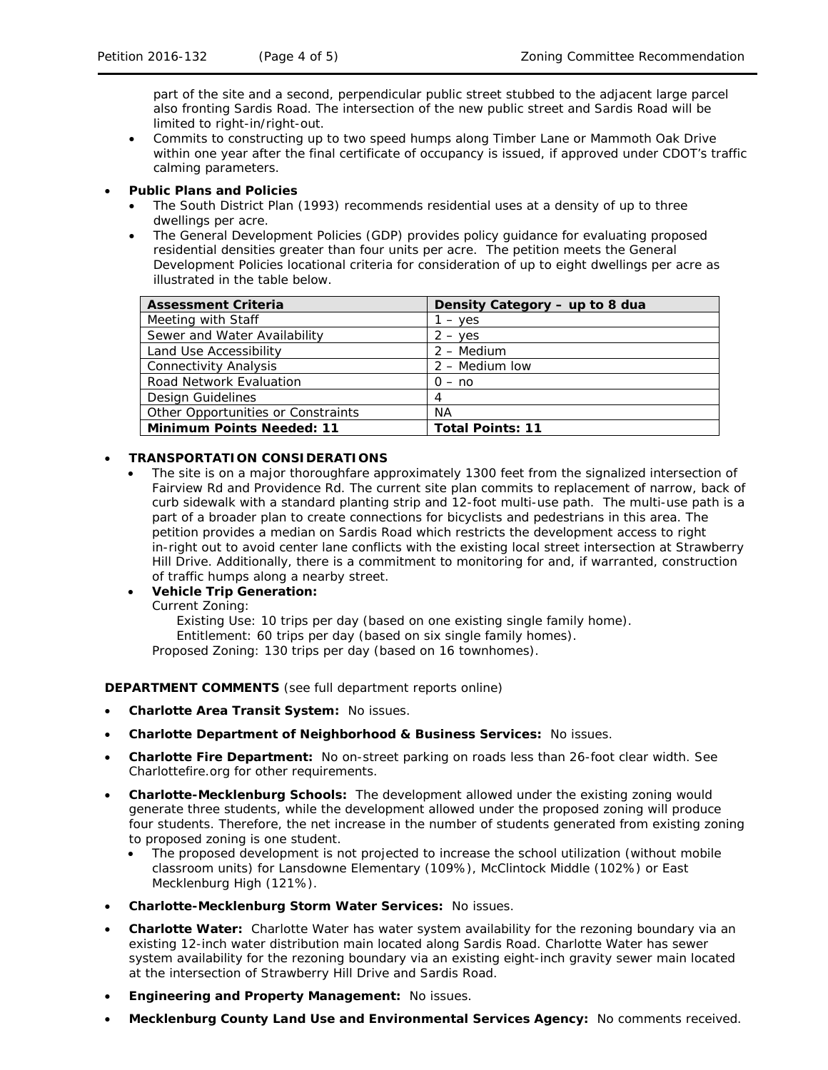part of the site and a second, perpendicular public street stubbed to the adjacent large parcel also fronting Sardis Road. The intersection of the new public street and Sardis Road will be limited to right-in/right-out.
- Commits to constructing up to two speed humps along Timber Lane or Mammoth Oak Drive within one year after the final certificate of occupancy is issued, if approved under CDOT's traffic calming parameters.

- **Public Plans and Policies**
  - The South District Plan (1993) recommends residential uses at a density of up to three dwellings per acre.
  - The General Development Policies (GDP) provides policy guidance for evaluating proposed residential densities greater than four units per acre. The petition meets the General Development Policies locational criteria for consideration of up to eight dwellings per acre as illustrated in the table below.

| Assessment Criteria | Density Category – up to 8 dua |
|---|---|
| Meeting with Staff | 1 – yes |
| Sewer and Water Availability | 2 – yes |
| Land Use Accessibility | 2 – Medium |
| Connectivity Analysis | 2 – Medium low |
| Road Network Evaluation | 0 – no |
| Design Guidelines | 4 |
| Other Opportunities or Constraints | NA |
| **Minimum Points Needed: 11** | **Total Points: 11** |

- **TRANSPORTATION CONSIDERATIONS**
  - The site is on a major thoroughfare approximately 1300 feet from the signalized intersection of Fairview Rd and Providence Rd. The current site plan commits to replacement of narrow, back of curb sidewalk with a standard planting strip and 12-foot multi-use path. The multi-use path is a part of a broader plan to create connections for bicyclists and pedestrians in this area. The petition provides a median on Sardis Road which restricts the development access to right in-right out to avoid center lane conflicts with the existing local street intersection at Strawberry Hill Drive. Additionally, there is a commitment to monitoring for and, if warranted, construction of traffic humps along a nearby street.
  - **Vehicle Trip Generation:**
    Current Zoning:
    Existing Use: 10 trips per day (based on one existing single family home).
    Entitlement: 60 trips per day (based on six single family homes).
    Proposed Zoning: 130 trips per day (based on 16 townhomes).

**DEPARTMENT COMMENTS** (see full department reports online)

- **Charlotte Area Transit System:** No issues.
- **Charlotte Department of Neighborhood & Business Services:** No issues.
- **Charlotte Fire Department:** No on-street parking on roads less than 26-foot clear width. See Charlottefire.org for other requirements.
- **Charlotte-Mecklenburg Schools:** The development allowed under the existing zoning would generate three students, while the development allowed under the proposed zoning will produce four students. Therefore, the net increase in the number of students generated from existing zoning to proposed zoning is one student.
  - The proposed development is not projected to increase the school utilization (without mobile classroom units) for Lansdowne Elementary (109%), McClintock Middle (102%) or East Mecklenburg High (121%).
- **Charlotte-Mecklenburg Storm Water Services:** No issues.
- **Charlotte Water:** Charlotte Water has water system availability for the rezoning boundary via an existing 12-inch water distribution main located along Sardis Road. Charlotte Water has sewer system availability for the rezoning boundary via an existing eight-inch gravity sewer main located at the intersection of Strawberry Hill Drive and Sardis Road.
- **Engineering and Property Management:** No issues.
- **Mecklenburg County Land Use and Environmental Services Agency:** No comments received.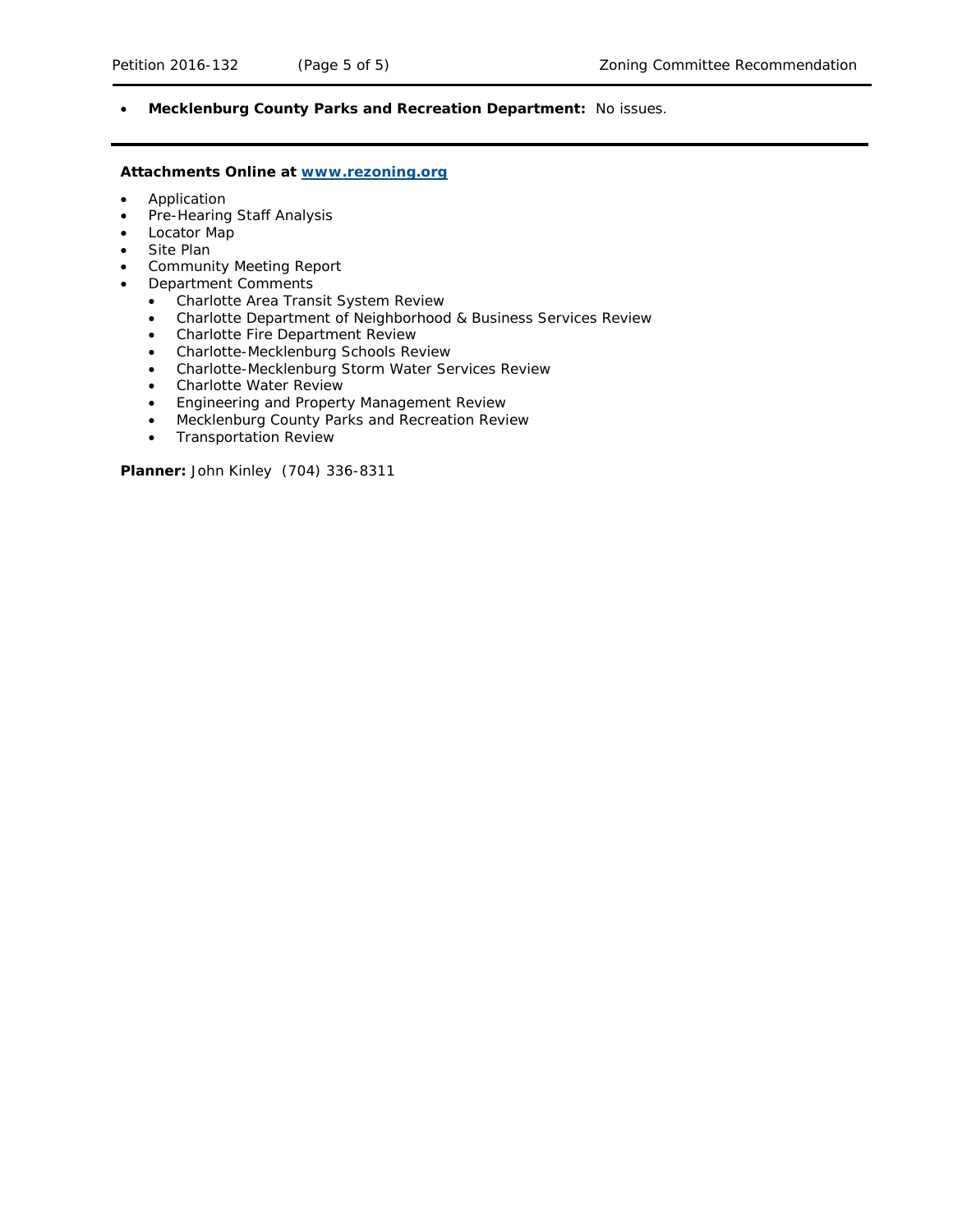- **Mecklenburg County Parks and Recreation Department:** No issues.

---

**Attachments Online at [www.rezoning.org](www.rezoning.org)**

- Application
- Pre-Hearing Staff Analysis
- Locator Map
- Site Plan
- Community Meeting Report
- Department Comments
  - Charlotte Area Transit System Review
  - Charlotte Department of Neighborhood & Business Services Review
  - Charlotte Fire Department Review
  - Charlotte-Mecklenburg Schools Review
  - Charlotte-Mecklenburg Storm Water Services Review
  - Charlotte Water Review
  - Engineering and Property Management Review
  - Mecklenburg County Parks and Recreation Review
  - Transportation Review

**Planner:** John Kinley (704) 336-8311